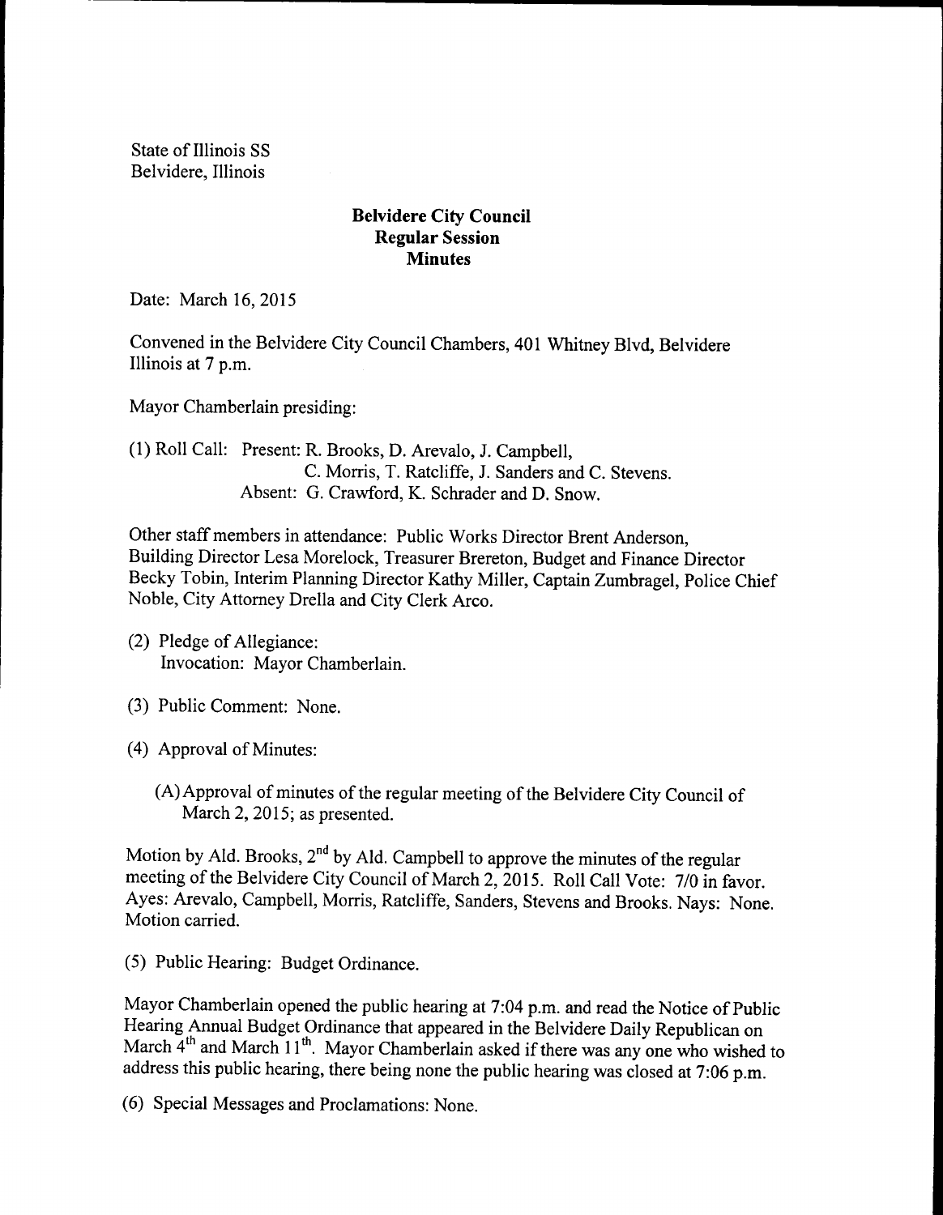State of Illinois SS
Belvidere, Illinois

## Belvidere City Council
## Regular Session
## Minutes

Date: March 16, 2015

Convened in the Belvidere City Council Chambers, 401 Whitney Blvd, Belvidere Illinois at 7 p.m.

Mayor Chamberlain presiding:

(1) Roll Call: Present: R. Brooks, D. Arevalo, J. Campbell, C. Morris, T. Ratcliffe, J. Sanders and C. Stevens.
Absent: G. Crawford, K. Schrader and D. Snow.

Other staff members in attendance: Public Works Director Brent Anderson, Building Director Lesa Morelock, Treasurer Brereton, Budget and Finance Director Becky Tobin, Interim Planning Director Kathy Miller, Captain Zumbragel, Police Chief Noble, City Attorney Drella and City Clerk Arco.

(2) Pledge of Allegiance:
Invocation: Mayor Chamberlain.

(3) Public Comment: None.

(4) Approval of Minutes:

(A) Approval of minutes of the regular meeting of the Belvidere City Council of March 2, 2015; as presented.

Motion by Ald. Brooks, 2nd by Ald. Campbell to approve the minutes of the regular meeting of the Belvidere City Council of March 2, 2015. Roll Call Vote: 7/0 in favor. Ayes: Arevalo, Campbell, Morris, Ratcliffe, Sanders, Stevens and Brooks. Nays: None. Motion carried.

(5) Public Hearing: Budget Ordinance.

Mayor Chamberlain opened the public hearing at 7:04 p.m. and read the Notice of Public Hearing Annual Budget Ordinance that appeared in the Belvidere Daily Republican on March 4th and March 11th. Mayor Chamberlain asked if there was any one who wished to address this public hearing, there being none the public hearing was closed at 7:06 p.m.

(6) Special Messages and Proclamations: None.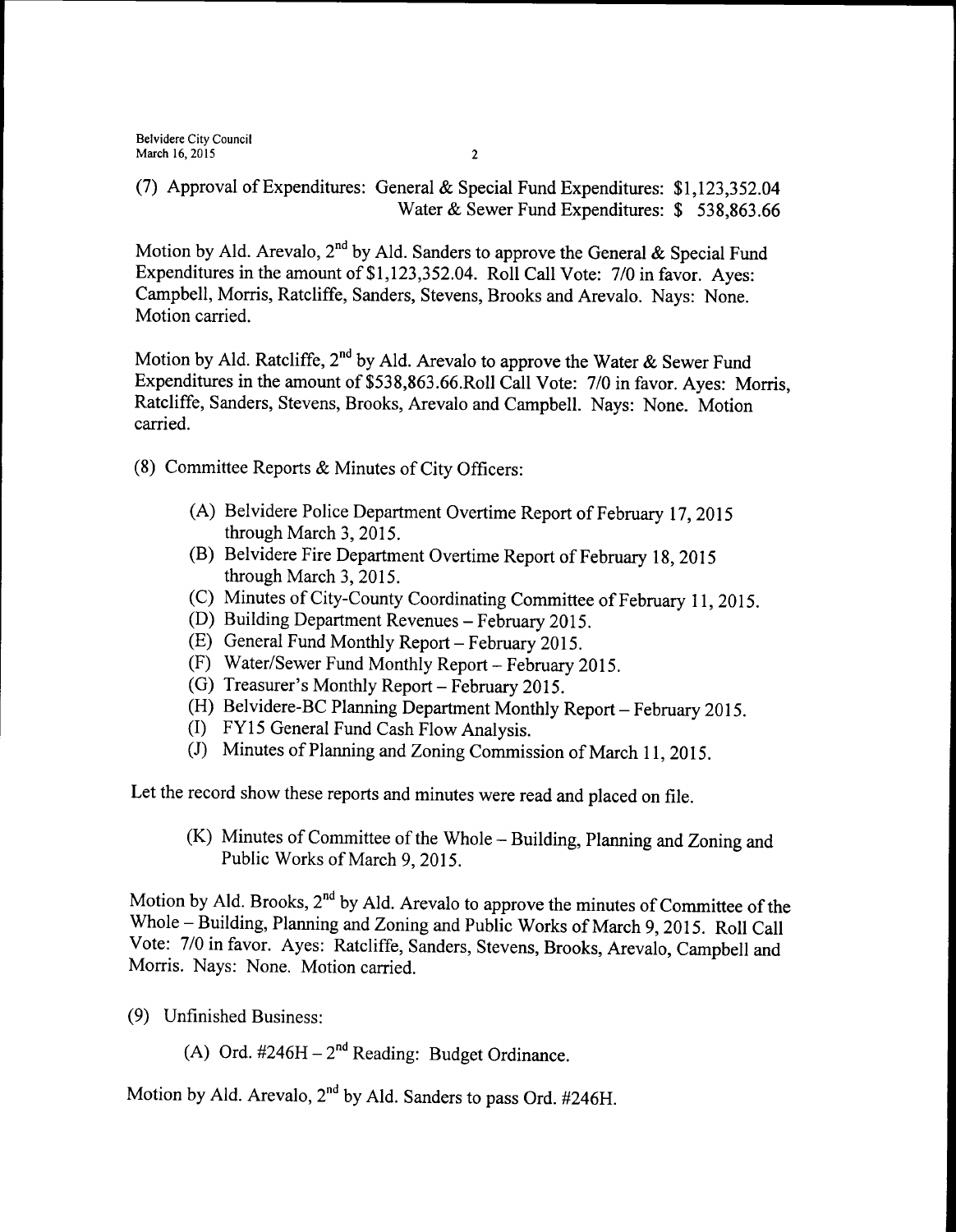(7) Approval of Expenditures: General & Special Fund Expenditures: $1,123,352.04
Water & Sewer Fund Expenditures: $ 538,863.66

Motion by Ald. Arevalo, 2nd by Ald. Sanders to approve the General & Special Fund Expenditures in the amount of $1,123,352.04. Roll Call Vote: 7/0 in favor. Ayes: Campbell, Morris, Ratcliffe, Sanders, Stevens, Brooks and Arevalo. Nays: None. Motion carried.

Motion by Ald. Ratcliffe, 2nd by Ald. Arevalo to approve the Water & Sewer Fund Expenditures in the amount of $538,863.66.Roll Call Vote: 7/0 in favor. Ayes: Morris, Ratcliffe, Sanders, Stevens, Brooks, Arevalo and Campbell. Nays: None. Motion carried.

(8) Committee Reports & Minutes of City Officers:

- (A) Belvidere Police Department Overtime Report of February 17, 2015 through March 3, 2015.
- (B) Belvidere Fire Department Overtime Report of February 18, 2015 through March 3, 2015.
- (C) Minutes of City-County Coordinating Committee of February 11, 2015.
- (D) Building Department Revenues – February 2015.
- (E) General Fund Monthly Report – February 2015.
- (F) Water/Sewer Fund Monthly Report – February 2015.
- (G) Treasurer's Monthly Report – February 2015.
- (H) Belvidere-BC Planning Department Monthly Report – February 2015.
- (I) FY15 General Fund Cash Flow Analysis.
- (J) Minutes of Planning and Zoning Commission of March 11, 2015.

Let the record show these reports and minutes were read and placed on file.

- (K) Minutes of Committee of the Whole – Building, Planning and Zoning and Public Works of March 9, 2015.

Motion by Ald. Brooks, 2nd by Ald. Arevalo to approve the minutes of Committee of the Whole – Building, Planning and Zoning and Public Works of March 9, 2015. Roll Call Vote: 7/0 in favor. Ayes: Ratcliffe, Sanders, Stevens, Brooks, Arevalo, Campbell and Morris. Nays: None. Motion carried.

(9) Unfinished Business:

- (A) Ord. #246H – 2nd Reading: Budget Ordinance.

Motion by Ald. Arevalo, 2nd by Ald. Sanders to pass Ord. #246H.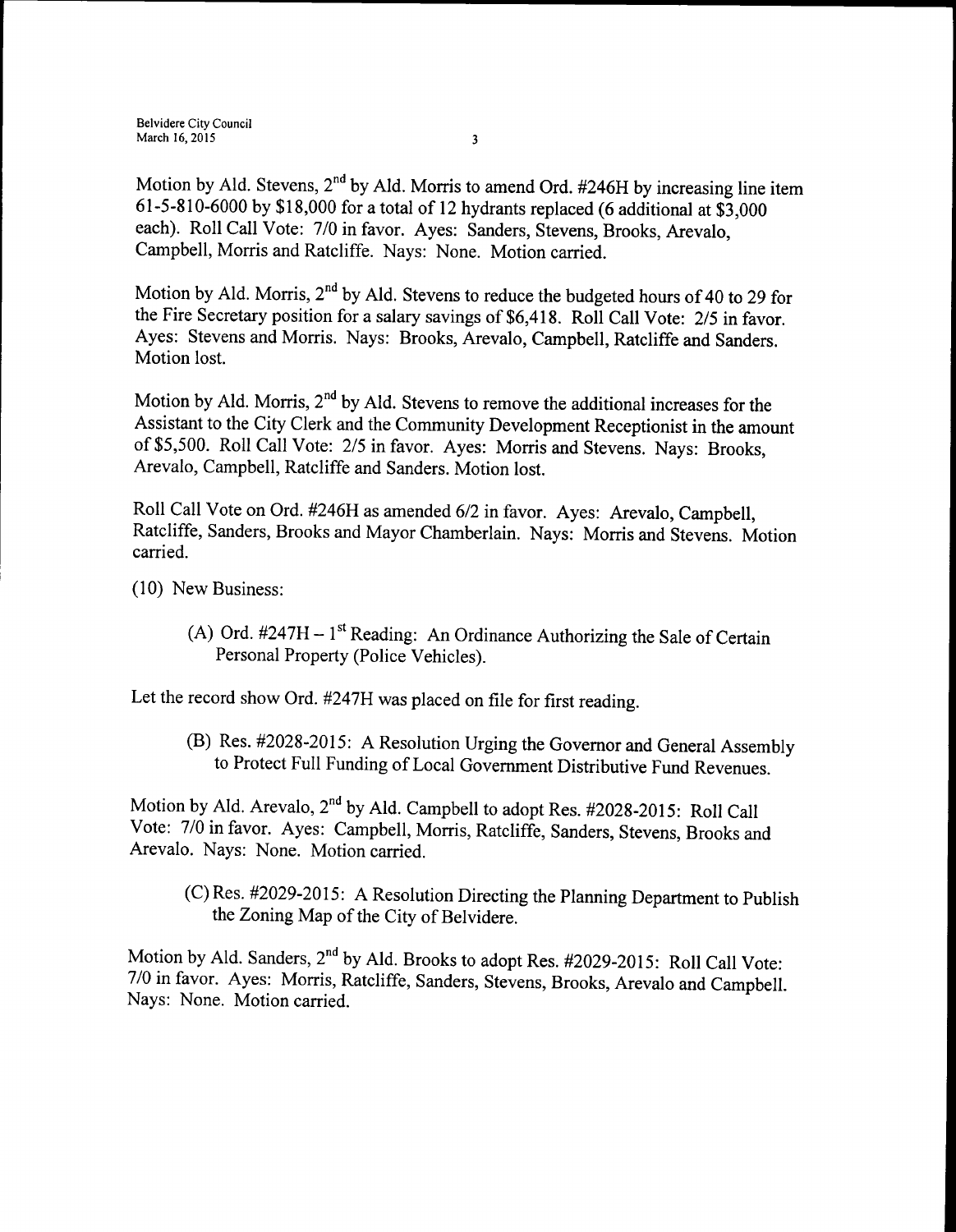Motion by Ald. Stevens, 2nd by Ald. Morris to amend Ord. #246H by increasing line item 61-5-810-6000 by $18,000 for a total of 12 hydrants replaced (6 additional at $3,000 each). Roll Call Vote: 7/0 in favor. Ayes: Sanders, Stevens, Brooks, Arevalo, Campbell, Morris and Ratcliffe. Nays: None. Motion carried.

Motion by Ald. Morris, 2nd by Ald. Stevens to reduce the budgeted hours of 40 to 29 for the Fire Secretary position for a salary savings of $6,418. Roll Call Vote: 2/5 in favor. Ayes: Stevens and Morris. Nays: Brooks, Arevalo, Campbell, Ratcliffe and Sanders. Motion lost.

Motion by Ald. Morris, 2nd by Ald. Stevens to remove the additional increases for the Assistant to the City Clerk and the Community Development Receptionist in the amount of $5,500. Roll Call Vote: 2/5 in favor. Ayes: Morris and Stevens. Nays: Brooks, Arevalo, Campbell, Ratcliffe and Sanders. Motion lost.

Roll Call Vote on Ord. #246H as amended 6/2 in favor. Ayes: Arevalo, Campbell, Ratcliffe, Sanders, Brooks and Mayor Chamberlain. Nays: Morris and Stevens. Motion carried.

(10) New Business:

(A) Ord. #247H – 1st Reading: An Ordinance Authorizing the Sale of Certain Personal Property (Police Vehicles).

Let the record show Ord. #247H was placed on file for first reading.

(B) Res. #2028-2015: A Resolution Urging the Governor and General Assembly to Protect Full Funding of Local Government Distributive Fund Revenues.

Motion by Ald. Arevalo, 2nd by Ald. Campbell to adopt Res. #2028-2015: Roll Call Vote: 7/0 in favor. Ayes: Campbell, Morris, Ratcliffe, Sanders, Stevens, Brooks and Arevalo. Nays: None. Motion carried.

(C) Res. #2029-2015: A Resolution Directing the Planning Department to Publish the Zoning Map of the City of Belvidere.

Motion by Ald. Sanders, 2nd by Ald. Brooks to adopt Res. #2029-2015: Roll Call Vote: 7/0 in favor. Ayes: Morris, Ratcliffe, Sanders, Stevens, Brooks, Arevalo and Campbell. Nays: None. Motion carried.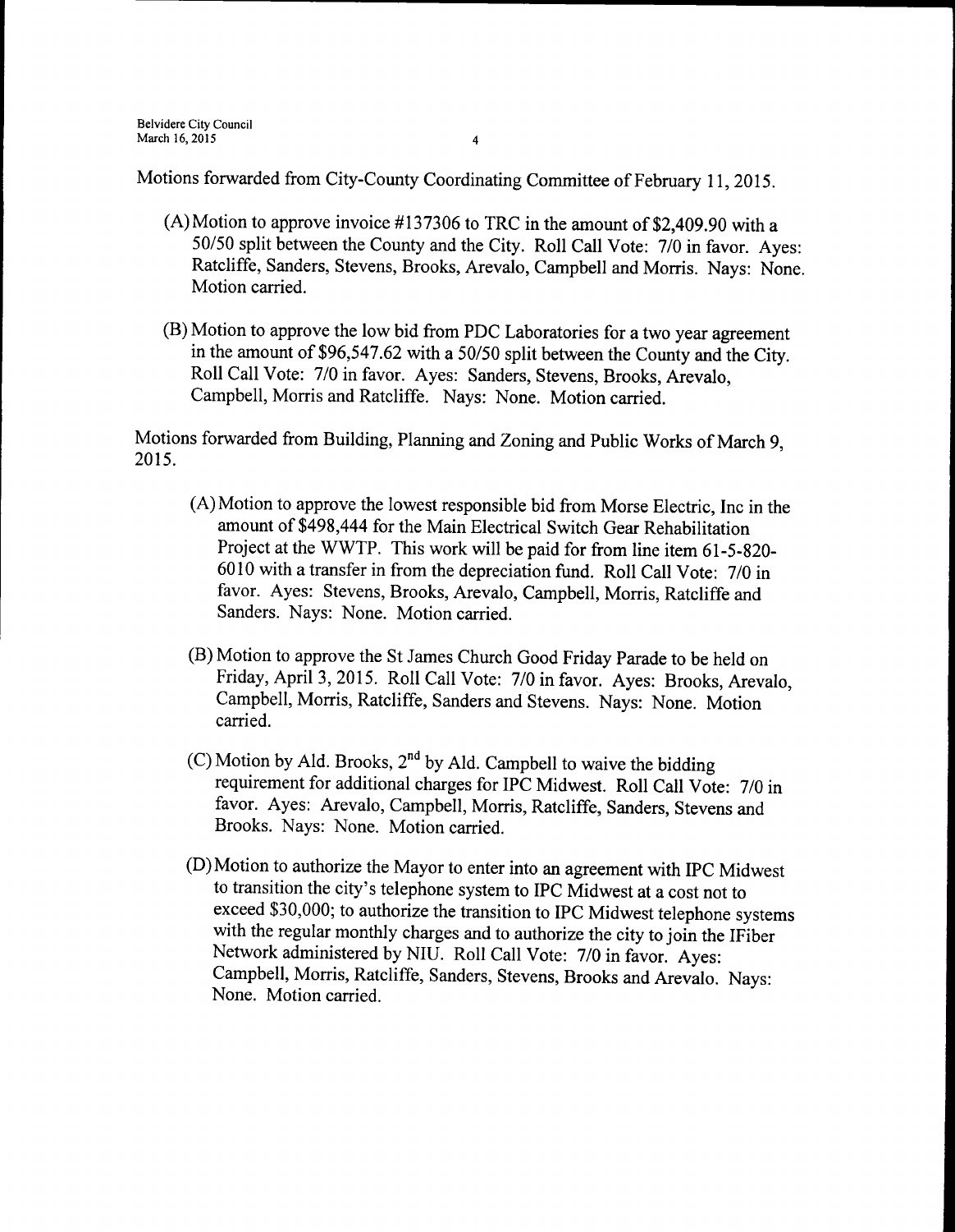Motions forwarded from City-County Coordinating Committee of February 11, 2015.

(A) Motion to approve invoice #137306 to TRC in the amount of $2,409.90 with a 50/50 split between the County and the City. Roll Call Vote: 7/0 in favor. Ayes: Ratcliffe, Sanders, Stevens, Brooks, Arevalo, Campbell and Morris. Nays: None. Motion carried.

(B) Motion to approve the low bid from PDC Laboratories for a two year agreement in the amount of $96,547.62 with a 50/50 split between the County and the City. Roll Call Vote: 7/0 in favor. Ayes: Sanders, Stevens, Brooks, Arevalo, Campbell, Morris and Ratcliffe. Nays: None. Motion carried.

Motions forwarded from Building, Planning and Zoning and Public Works of March 9, 2015.

(A) Motion to approve the lowest responsible bid from Morse Electric, Inc in the amount of $498,444 for the Main Electrical Switch Gear Rehabilitation Project at the WWTP. This work will be paid for from line item 61-5-820-6010 with a transfer in from the depreciation fund. Roll Call Vote: 7/0 in favor. Ayes: Stevens, Brooks, Arevalo, Campbell, Morris, Ratcliffe and Sanders. Nays: None. Motion carried.

(B) Motion to approve the St James Church Good Friday Parade to be held on Friday, April 3, 2015. Roll Call Vote: 7/0 in favor. Ayes: Brooks, Arevalo, Campbell, Morris, Ratcliffe, Sanders and Stevens. Nays: None. Motion carried.

(C) Motion by Ald. Brooks, 2nd by Ald. Campbell to waive the bidding requirement for additional charges for IPC Midwest. Roll Call Vote: 7/0 in favor. Ayes: Arevalo, Campbell, Morris, Ratcliffe, Sanders, Stevens and Brooks. Nays: None. Motion carried.

(D) Motion to authorize the Mayor to enter into an agreement with IPC Midwest to transition the city's telephone system to IPC Midwest at a cost not to exceed $30,000; to authorize the transition to IPC Midwest telephone systems with the regular monthly charges and to authorize the city to join the IFiber Network administered by NIU. Roll Call Vote: 7/0 in favor. Ayes: Campbell, Morris, Ratcliffe, Sanders, Stevens, Brooks and Arevalo. Nays: None. Motion carried.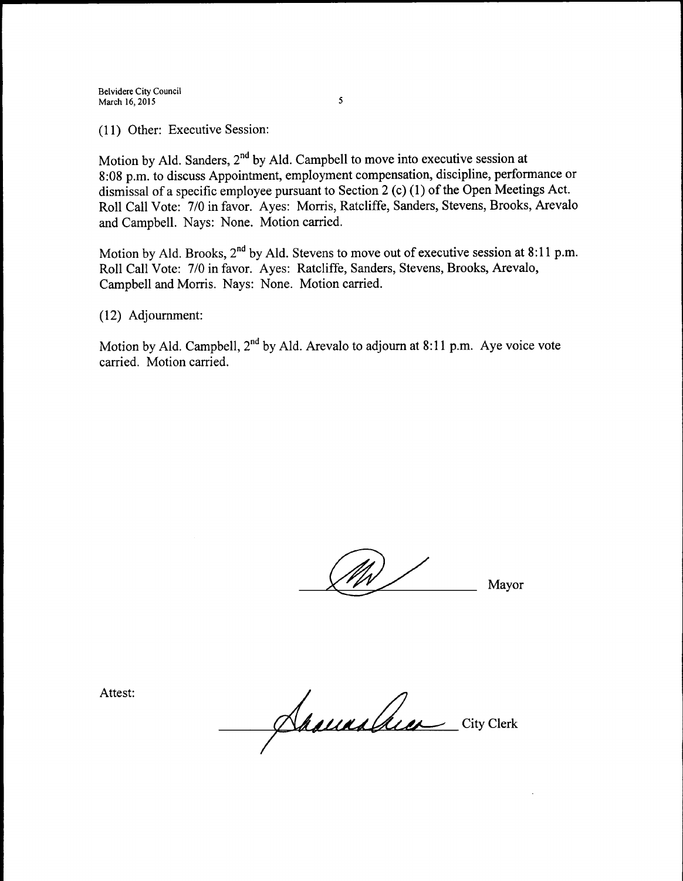(11) Other: Executive Session:

Motion by Ald. Sanders, 2nd by Ald. Campbell to move into executive session at 8:08 p.m. to discuss Appointment, employment compensation, discipline, performance or dismissal of a specific employee pursuant to Section 2 (c) (1) of the Open Meetings Act. Roll Call Vote: 7/0 in favor. Ayes: Morris, Ratcliffe, Sanders, Stevens, Brooks, Arevalo and Campbell. Nays: None. Motion carried.

Motion by Ald. Brooks, 2nd by Ald. Stevens to move out of executive session at 8:11 p.m. Roll Call Vote: 7/0 in favor. Ayes: Ratcliffe, Sanders, Stevens, Brooks, Arevalo, Campbell and Morris. Nays: None. Motion carried.

(12) Adjournment:

Motion by Ald. Campbell, 2nd by Ald. Arevalo to adjourn at 8:11 p.m. Aye voice vote carried. Motion carried.

\_\_\_\_\_\_\_\_\_\_\_\_\_\_\_\_\_\_\_\_\_\_\_\_ Mayor

Attest:

\_\_\_\_\_\_\_\_\_\_\_\_\_\_\_\_\_\_\_\_\_\_\_\_ City Clerk